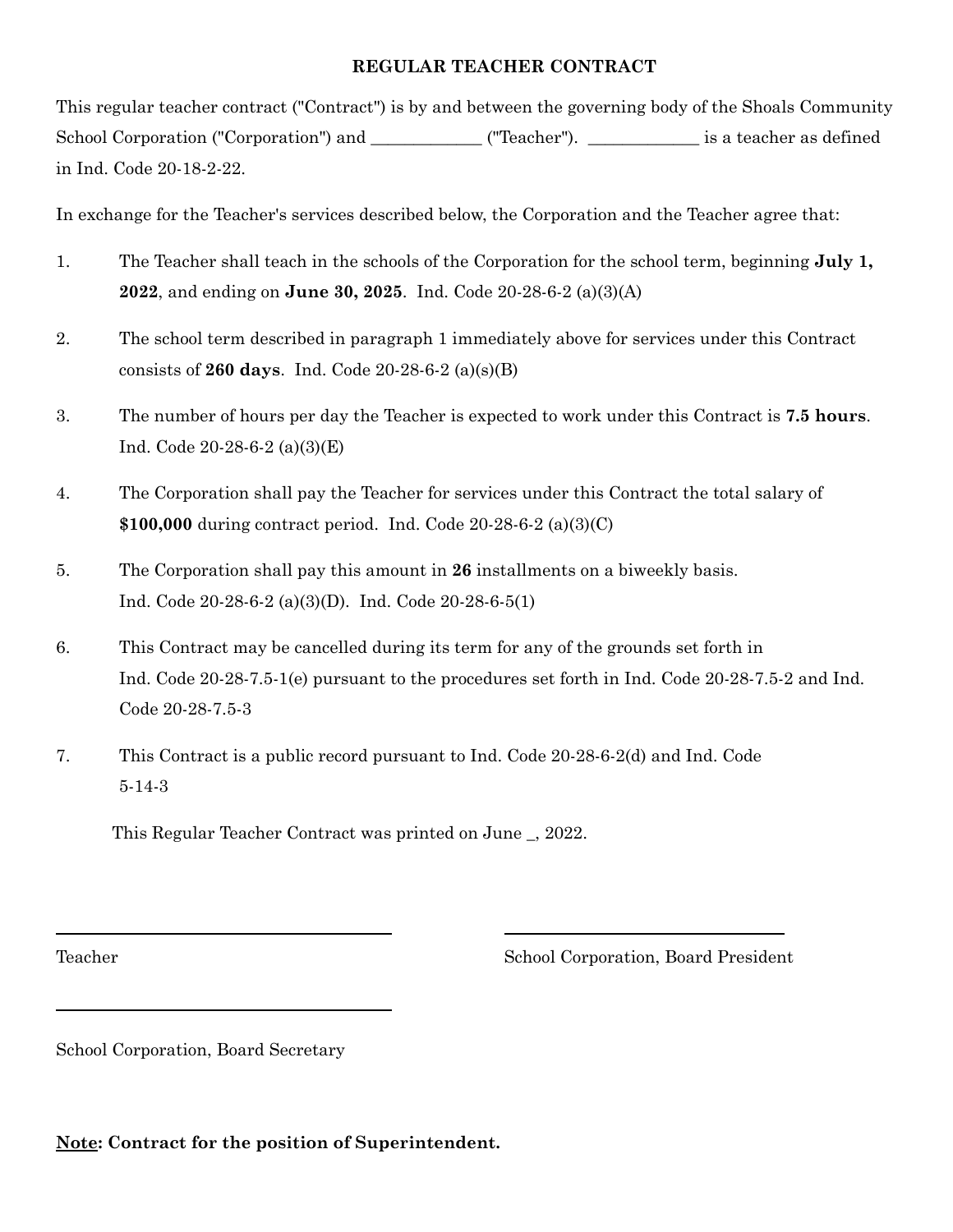**REGULAR TEACHER CONTRACT**

This regular teacher contract ("Contract") is by and between the governing body of the Shoals Community School Corporation ("Corporation") and _____________ ("Teacher"). _____________ is a teacher as defined in Ind. Code 20-18-2-22.

In exchange for the Teacher's services described below, the Corporation and the Teacher agree that:

1. The Teacher shall teach in the schools of the Corporation for the school term, beginning **July 1, 2022**, and ending on **June 30, 2025**. Ind. Code 20-28-6-2 (a)(3)(A)

2. The school term described in paragraph 1 immediately above for services under this Contract consists of **260 days**. Ind. Code 20-28-6-2 (a)(s)(B)

3. The number of hours per day the Teacher is expected to work under this Contract is **7.5 hours**. Ind. Code 20-28-6-2 (a)(3)(E)

4. The Corporation shall pay the Teacher for services under this Contract the total salary of **$100,000** during contract period. Ind. Code 20-28-6-2 (a)(3)(C)

5. The Corporation shall pay this amount in **26** installments on a biweekly basis. Ind. Code 20-28-6-2 (a)(3)(D). Ind. Code 20-28-6-5(1)

6. This Contract may be cancelled during its term for any of the grounds set forth in Ind. Code 20-28-7.5-1(e) pursuant to the procedures set forth in Ind. Code 20-28-7.5-2 and Ind. Code 20-28-7.5-3

7. This Contract is a public record pursuant to Ind. Code 20-28-6-2(d) and Ind. Code 5-14-3

This Regular Teacher Contract was printed on June _, 2022.

______________________________

Teacher

______________________________

School Corporation, Board President

______________________________

School Corporation, Board Secretary

**<u>Note</u>: Contract for the position of Superintendent.**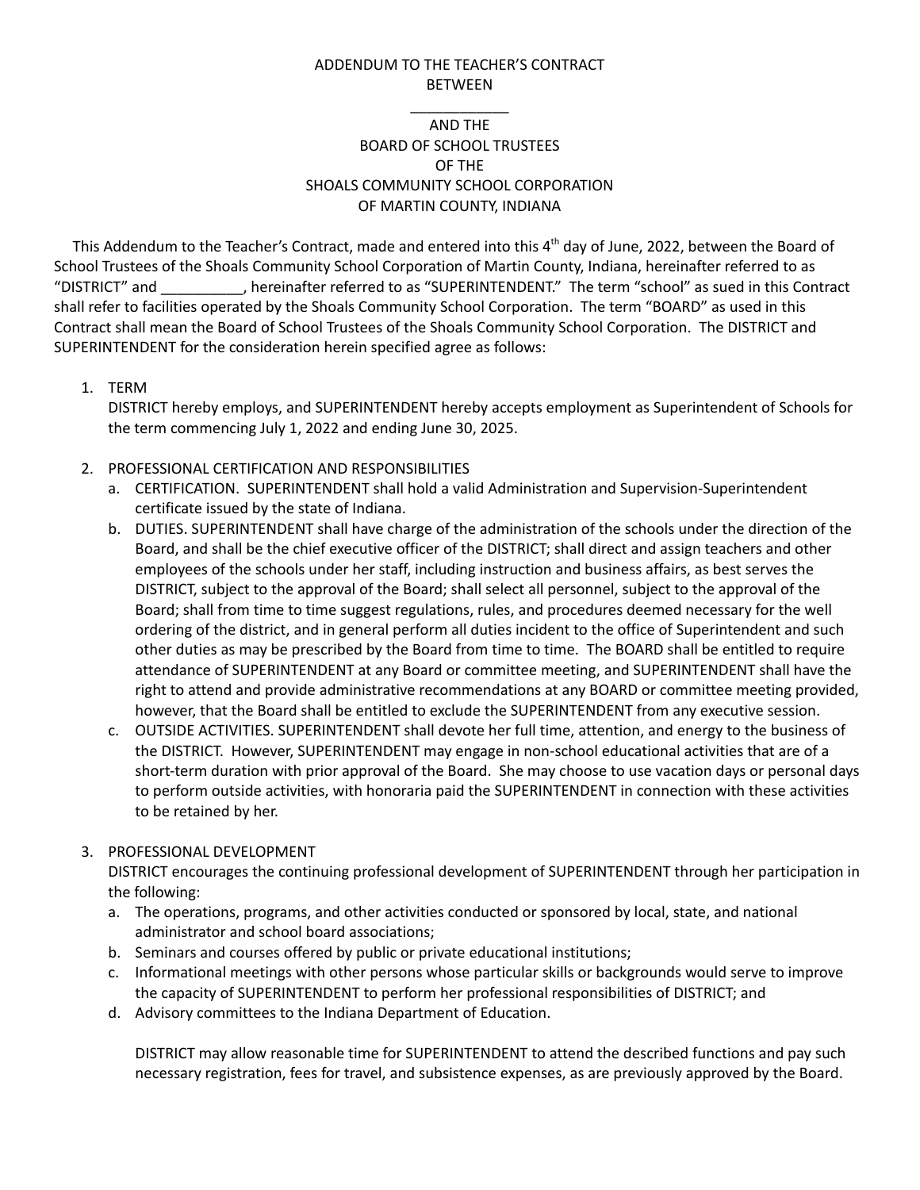ADDENDUM TO THE TEACHER'S CONTRACT
BETWEEN
____________
AND THE
BOARD OF SCHOOL TRUSTEES
OF THE
SHOALS COMMUNITY SCHOOL CORPORATION
OF MARTIN COUNTY, INDIANA

This Addendum to the Teacher's Contract, made and entered into this 4th day of June, 2022, between the Board of School Trustees of the Shoals Community School Corporation of Martin County, Indiana, hereinafter referred to as "DISTRICT" and __________, hereinafter referred to as "SUPERINTENDENT." The term "school" as sued in this Contract shall refer to facilities operated by the Shoals Community School Corporation. The term "BOARD" as used in this Contract shall mean the Board of School Trustees of the Shoals Community School Corporation. The DISTRICT and SUPERINTENDENT for the consideration herein specified agree as follows:

1. TERM
   DISTRICT hereby employs, and SUPERINTENDENT hereby accepts employment as Superintendent of Schools for the term commencing July 1, 2022 and ending June 30, 2025.

2. PROFESSIONAL CERTIFICATION AND RESPONSIBILITIES
   a. CERTIFICATION. SUPERINTENDENT shall hold a valid Administration and Supervision-Superintendent certificate issued by the state of Indiana.
   b. DUTIES. SUPERINTENDENT shall have charge of the administration of the schools under the direction of the Board, and shall be the chief executive officer of the DISTRICT; shall direct and assign teachers and other employees of the schools under her staff, including instruction and business affairs, as best serves the DISTRICT, subject to the approval of the Board; shall select all personnel, subject to the approval of the Board; shall from time to time suggest regulations, rules, and procedures deemed necessary for the well ordering of the district, and in general perform all duties incident to the office of Superintendent and such other duties as may be prescribed by the Board from time to time. The BOARD shall be entitled to require attendance of SUPERINTENDENT at any Board or committee meeting, and SUPERINTENDENT shall have the right to attend and provide administrative recommendations at any BOARD or committee meeting provided, however, that the Board shall be entitled to exclude the SUPERINTENDENT from any executive session.
   c. OUTSIDE ACTIVITIES. SUPERINTENDENT shall devote her full time, attention, and energy to the business of the DISTRICT. However, SUPERINTENDENT may engage in non-school educational activities that are of a short-term duration with prior approval of the Board. She may choose to use vacation days or personal days to perform outside activities, with honoraria paid the SUPERINTENDENT in connection with these activities to be retained by her.

3. PROFESSIONAL DEVELOPMENT
   DISTRICT encourages the continuing professional development of SUPERINTENDENT through her participation in the following:
   a. The operations, programs, and other activities conducted or sponsored by local, state, and national administrator and school board associations;
   b. Seminars and courses offered by public or private educational institutions;
   c. Informational meetings with other persons whose particular skills or backgrounds would serve to improve the capacity of SUPERINTENDENT to perform her professional responsibilities of DISTRICT; and
   d. Advisory committees to the Indiana Department of Education.

   DISTRICT may allow reasonable time for SUPERINTENDENT to attend the described functions and pay such necessary registration, fees for travel, and subsistence expenses, as are previously approved by the Board.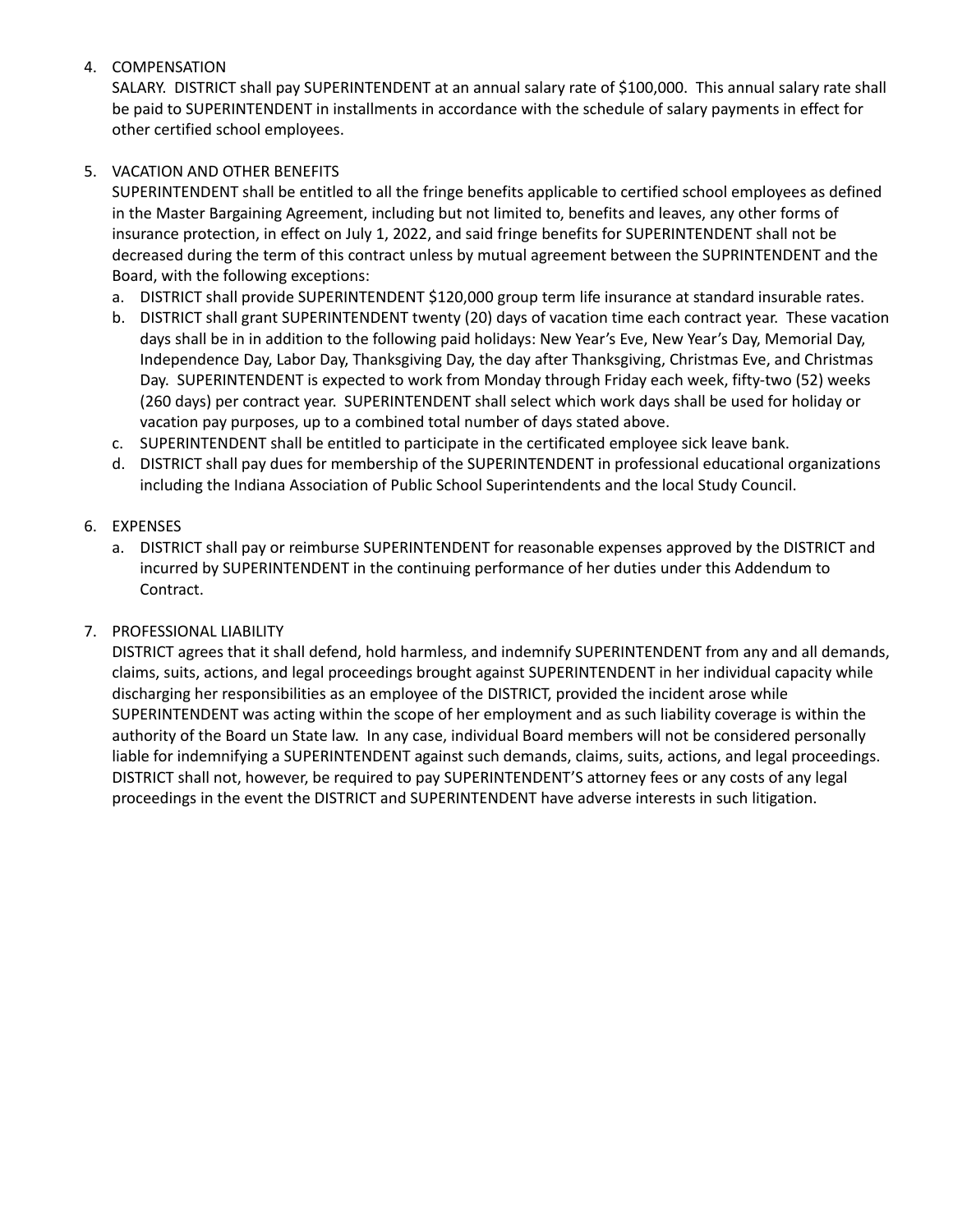4. COMPENSATION

   SALARY. DISTRICT shall pay SUPERINTENDENT at an annual salary rate of $100,000. This annual salary rate shall be paid to SUPERINTENDENT in installments in accordance with the schedule of salary payments in effect for other certified school employees.

5. VACATION AND OTHER BENEFITS

   SUPERINTENDENT shall be entitled to all the fringe benefits applicable to certified school employees as defined in the Master Bargaining Agreement, including but not limited to, benefits and leaves, any other forms of insurance protection, in effect on July 1, 2022, and said fringe benefits for SUPERINTENDENT shall not be decreased during the term of this contract unless by mutual agreement between the SUPRINTENDENT and the Board, with the following exceptions:

   a. DISTRICT shall provide SUPERINTENDENT $120,000 group term life insurance at standard insurable rates.
   b. DISTRICT shall grant SUPERINTENDENT twenty (20) days of vacation time each contract year. These vacation days shall be in in addition to the following paid holidays: New Year's Eve, New Year's Day, Memorial Day, Independence Day, Labor Day, Thanksgiving Day, the day after Thanksgiving, Christmas Eve, and Christmas Day. SUPERINTENDENT is expected to work from Monday through Friday each week, fifty-two (52) weeks (260 days) per contract year. SUPERINTENDENT shall select which work days shall be used for holiday or vacation pay purposes, up to a combined total number of days stated above.
   c. SUPERINTENDENT shall be entitled to participate in the certificated employee sick leave bank.
   d. DISTRICT shall pay dues for membership of the SUPERINTENDENT in professional educational organizations including the Indiana Association of Public School Superintendents and the local Study Council.

6. EXPENSES

   a. DISTRICT shall pay or reimburse SUPERINTENDENT for reasonable expenses approved by the DISTRICT and incurred by SUPERINTENDENT in the continuing performance of her duties under this Addendum to Contract.

7. PROFESSIONAL LIABILITY

   DISTRICT agrees that it shall defend, hold harmless, and indemnify SUPERINTENDENT from any and all demands, claims, suits, actions, and legal proceedings brought against SUPERINTENDENT in her individual capacity while discharging her responsibilities as an employee of the DISTRICT, provided the incident arose while SUPERINTENDENT was acting within the scope of her employment and as such liability coverage is within the authority of the Board un State law. In any case, individual Board members will not be considered personally liable for indemnifying a SUPERINTENDENT against such demands, claims, suits, actions, and legal proceedings. DISTRICT shall not, however, be required to pay SUPERINTENDENT'S attorney fees or any costs of any legal proceedings in the event the DISTRICT and SUPERINTENDENT have adverse interests in such litigation.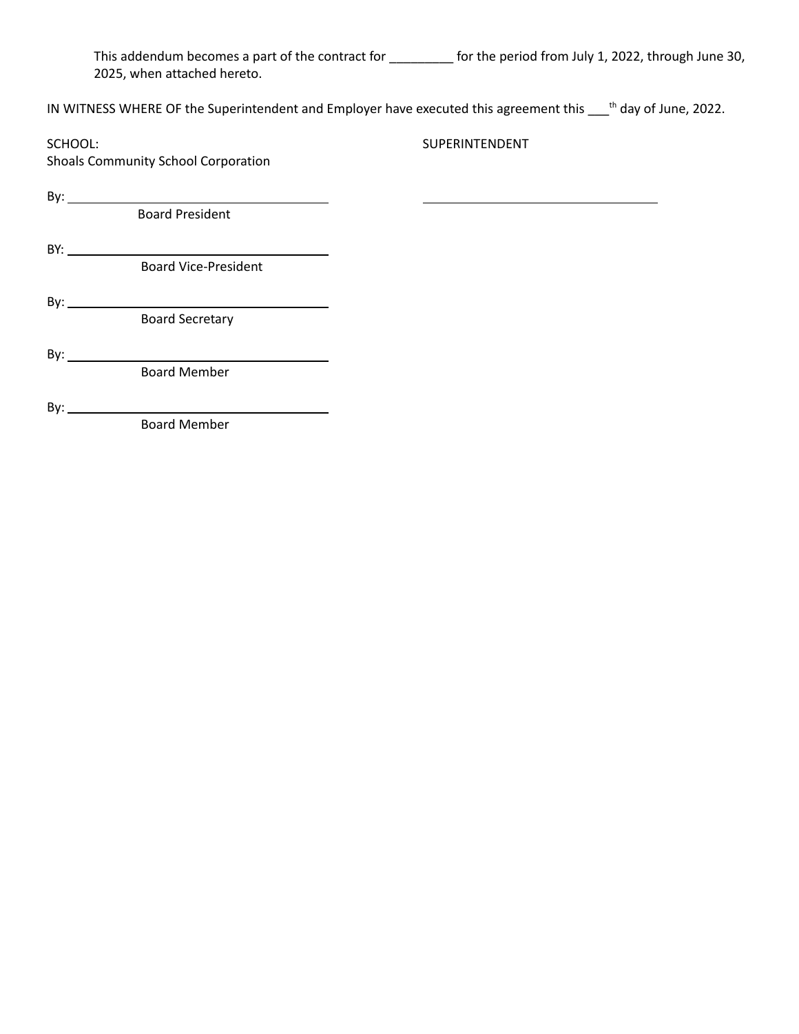This addendum becomes a part of the contract for _________ for the period from July 1, 2022, through June 30, 2025, when attached hereto.

IN WITNESS WHERE OF the Superintendent and Employer have executed this agreement this ___th day of June, 2022.

SCHOOL:
Shoals Community School Corporation

By: ___________________________________
Board President

BY: ___________________________________
Board Vice-President

By: ___________________________________
Board Secretary

By: ___________________________________
Board Member

By: ___________________________________
Board Member

SUPERINTENDENT

___________________________________